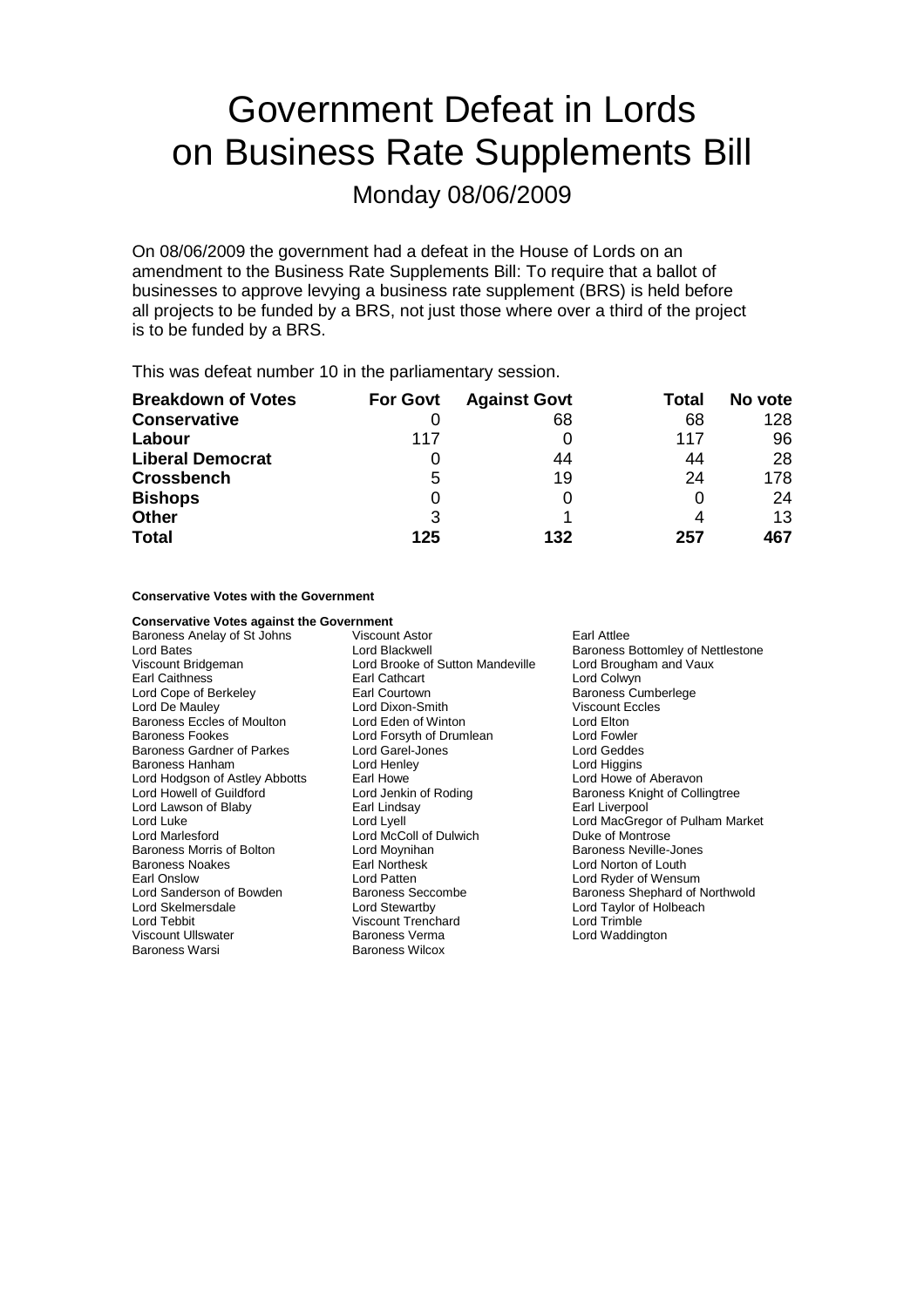# Government Defeat in Lords on Business Rate Supplements Bill

Monday 08/06/2009

On 08/06/2009 the government had a defeat in the House of Lords on an amendment to the Business Rate Supplements Bill: To require that a ballot of businesses to approve levying a business rate supplement (BRS) is held before all projects to be funded by a BRS, not just those where over a third of the project is to be funded by a BRS.

This was defeat number 10 in the parliamentary session.

| Breakdown of Votes | For Govt | Against Govt | Total | No vote |
|---|---|---|---|---|
| **Conservative** | 0 | 68 | 68 | 128 |
| **Labour** | 117 | 0 | 117 | 96 |
| **Liberal Democrat** | 0 | 44 | 44 | 28 |
| **Crossbench** | 5 | 19 | 24 | 178 |
| **Bishops** | 0 | 0 | 0 | 24 |
| **Other** | 3 | 1 | 4 | 13 |
| **Total** | **125** | **132** | **257** | **467** |

**Conservative Votes with the Government**

**Conservative Votes against the Government**

Baroness Anelay of St Johns
Viscount Astor
Earl Attlee
Lord Bates
Lord Blackwell
Baroness Bottomley of Nettlestone
Viscount Bridgeman
Lord Brooke of Sutton Mandeville
Lord Brougham and Vaux
Earl Caithness
Earl Cathcart
Lord Colwyn
Lord Cope of Berkeley
Earl Courtown
Baroness Cumberlege
Lord De Mauley
Lord Dixon-Smith
Viscount Eccles
Baroness Eccles of Moulton
Lord Eden of Winton
Lord Elton
Baroness Fookes
Lord Forsyth of Drumlean
Lord Fowler
Baroness Gardner of Parkes
Lord Garel-Jones
Lord Geddes
Baroness Hanham
Lord Henley
Lord Higgins
Lord Hodgson of Astley Abbotts
Earl Howe
Lord Howe of Aberavon
Lord Howell of Guildford
Lord Jenkin of Roding
Baroness Knight of Collingtree
Lord Lawson of Blaby
Earl Lindsay
Earl Liverpool
Lord Luke
Lord Lyell
Lord MacGregor of Pulham Market
Lord Marlesford
Lord McColl of Dulwich
Duke of Montrose
Baroness Morris of Bolton
Lord Moynihan
Baroness Neville-Jones
Baroness Noakes
Earl Northesk
Lord Norton of Louth
Earl Onslow
Lord Patten
Lord Ryder of Wensum
Lord Sanderson of Bowden
Baroness Seccombe
Baroness Shephard of Northwold
Lord Skelmersdale
Lord Stewartby
Lord Taylor of Holbeach
Lord Tebbit
Viscount Trenchard
Lord Trimble
Viscount Ullswater
Baroness Verma
Lord Waddington
Baroness Warsi
Baroness Wilcox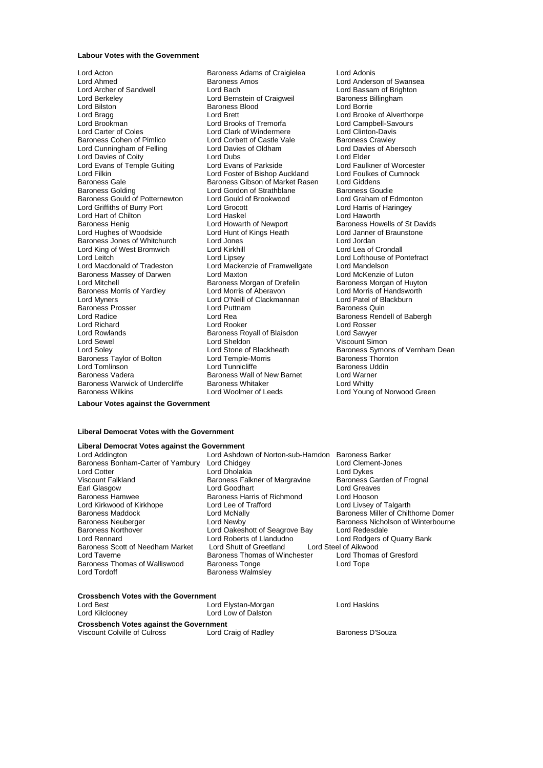**Labour Votes with the Government**

Lord Acton
Lord Ahmed
Lord Archer of Sandwell
Lord Berkeley
Lord Bilston
Lord Bragg
Lord Brookman
Lord Carter of Coles
Baroness Cohen of Pimlico
Lord Cunningham of Felling
Lord Davies of Coity
Lord Evans of Temple Guiting
Lord Filkin
Baroness Gale
Baroness Golding
Baroness Gould of Potternewton
Lord Griffiths of Burry Port
Lord Hart of Chilton
Baroness Henig
Lord Hughes of Woodside
Baroness Jones of Whitchurch
Lord King of West Bromwich
Lord Leitch
Lord Macdonald of Tradeston
Baroness Massey of Darwen
Lord Mitchell
Baroness Morris of Yardley
Lord Myners
Baroness Prosser
Lord Radice
Lord Richard
Lord Rowlands
Lord Sewel
Lord Soley
Baroness Taylor of Bolton
Lord Tomlinson
Baroness Vadera
Baroness Warwick of Undercliffe
Baroness Wilkins
Baroness Adams of Craigielea
Baroness Amos
Lord Bach
Lord Bernstein of Craigweil
Baroness Blood
Lord Brett
Lord Brooks of Tremorfa
Lord Clark of Windermere
Lord Corbett of Castle Vale
Lord Davies of Oldham
Lord Dubs
Lord Evans of Parkside
Lord Foster of Bishop Auckland
Baroness Gibson of Market Rasen
Lord Gordon of Strathblane
Lord Gould of Brookwood
Lord Grocott
Lord Haskel
Lord Howarth of Newport
Lord Hunt of Kings Heath
Lord Jones
Lord Kirkhill
Lord Lipsey
Lord Mackenzie of Framwellgate
Lord Maxton
Baroness Morgan of Drefelin
Lord Morris of Aberavon
Lord O'Neill of Clackmannan
Lord Puttnam
Lord Rea
Lord Rooker
Baroness Royall of Blaisdon
Lord Sheldon
Lord Stone of Blackheath
Lord Temple-Morris
Lord Tunnicliffe
Baroness Wall of New Barnet
Baroness Whitaker
Lord Woolmer of Leeds
Lord Adonis
Lord Anderson of Swansea
Lord Bassam of Brighton
Baroness Billingham
Lord Borrie
Lord Brooke of Alverthorpe
Lord Campbell-Savours
Lord Clinton-Davis
Baroness Crawley
Lord Davies of Abersoch
Lord Elder
Lord Faulkner of Worcester
Lord Foulkes of Cumnock
Lord Giddens
Baroness Goudie
Lord Graham of Edmonton
Lord Harris of Haringey
Lord Haworth
Baroness Howells of St Davids
Lord Janner of Braunstone
Lord Jordan
Lord Lea of Crondall
Lord Lofthouse of Pontefract
Lord Mandelson
Lord McKenzie of Luton
Baroness Morgan of Huyton
Lord Morris of Handsworth
Lord Patel of Blackburn
Baroness Quin
Baroness Rendell of Babergh
Lord Rosser
Lord Sawyer
Viscount Simon
Baroness Symons of Vernham Dean
Baroness Thornton
Baroness Uddin
Lord Warner
Lord Whitty
Lord Young of Norwood Green

**Labour Votes against the Government**

**Liberal Democrat Votes with the Government**

**Liberal Democrat Votes against the Government**

Lord Addington
Baroness Bonham-Carter of Yarnbury
Lord Cotter
Viscount Falkland
Earl Glasgow
Baroness Hamwee
Lord Kirkwood of Kirkhope
Baroness Maddock
Baroness Neuberger
Baroness Northover
Lord Rennard
Baroness Scott of Needham Market
Lord Taverne
Baroness Thomas of Walliswood
Lord Tordoff
Lord Ashdown of Norton-sub-Hamdon
Lord Chidgey
Lord Dholakia
Baroness Falkner of Margravine
Lord Goodhart
Baroness Harris of Richmond
Lord Lee of Trafford
Lord McNally
Lord Newby
Lord Oakeshott of Seagrove Bay
Lord Roberts of Llandudno
Lord Shutt of Greetland
Baroness Thomas of Winchester
Baroness Tonge
Baroness Walmsley
Baroness Barker
Lord Clement-Jones
Lord Dykes
Baroness Garden of Frognal
Lord Greaves
Lord Hooson
Lord Livsey of Talgarth
Baroness Miller of Chilthorne Domer
Baroness Nicholson of Winterbourne
Lord Redesdale
Lord Rodgers of Quarry Bank
Lord Steel of Aikwood
Lord Thomas of Gresford
Lord Tope

**Crossbench Votes with the Government**

Lord Best
Lord Kilclooney
Lord Elystan-Morgan
Lord Low of Dalston
Lord Haskins

**Crossbench Votes against the Government**

Viscount Colville of Culross
Lord Craig of Radley
Baroness D'Souza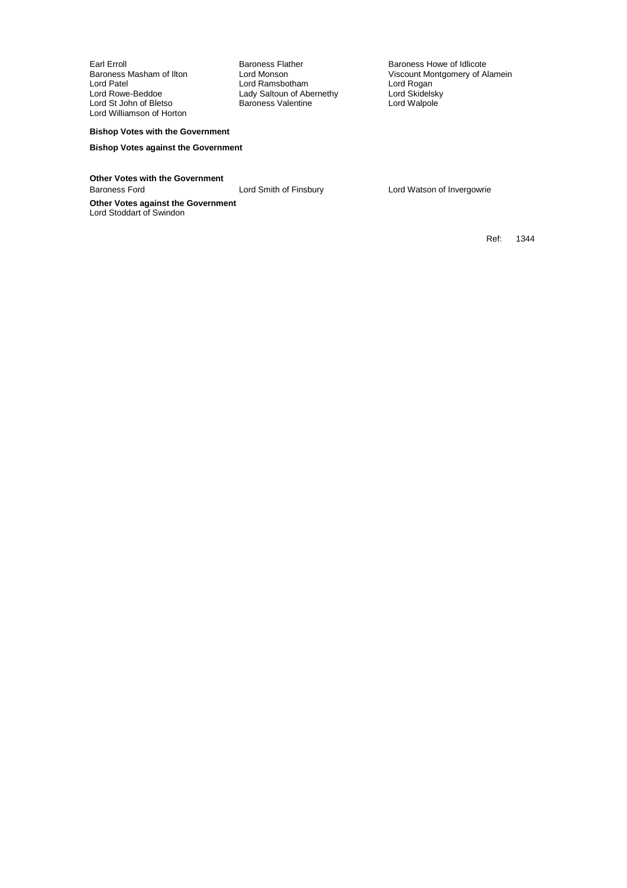Earl Erroll
Baroness Flather
Baroness Howe of Idlicote
Baroness Masham of Ilton
Lord Monson
Viscount Montgomery of Alamein
Lord Patel
Lord Ramsbotham
Lord Rogan
Lord Rowe-Beddoe
Lady Saltoun of Abernethy
Lord Skidelsky
Lord St John of Bletso
Baroness Valentine
Lord Walpole
Lord Williamson of Horton

**Bishop Votes with the Government**

**Bishop Votes against the Government**

**Other Votes with the Government**

Baroness Ford
Lord Smith of Finsbury
Lord Watson of Invergowrie

**Other Votes against the Government**

Lord Stoddart of Swindon

Ref: 1344